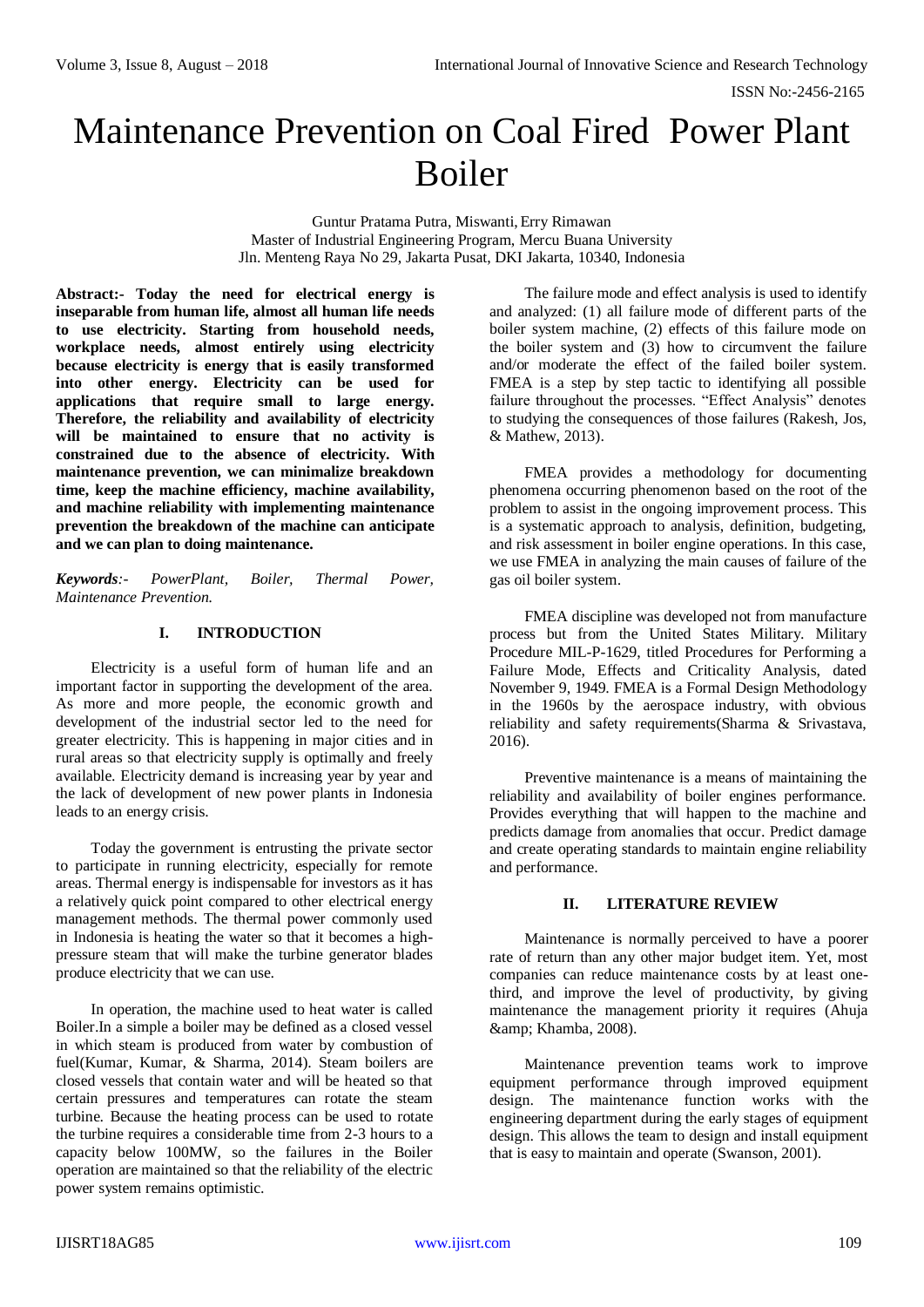# Maintenance Prevention on Coal Fired Power Plant Boiler

Guntur Pratama Putra, Miswanti, Erry Rimawan
Master of Industrial Engineering Program, Mercu Buana University
Jln. Menteng Raya No 29, Jakarta Pusat, DKI Jakarta, 10340, Indonesia

**Abstract:- Today the need for electrical energy is inseparable from human life, almost all human life needs to use electricity. Starting from household needs, workplace needs, almost entirely using electricity because electricity is energy that is easily transformed into other energy. Electricity can be used for applications that require small to large energy. Therefore, the reliability and availability of electricity will be maintained to ensure that no activity is constrained due to the absence of electricity. With maintenance prevention, we can minimalize breakdown time, keep the machine efficiency, machine availability, and machine reliability with implementing maintenance prevention the breakdown of the machine can anticipate and we can plan to doing maintenance.**

***Keywords**:- PowerPlant, Boiler, Thermal Power, Maintenance Prevention.*

## I. INTRODUCTION

Electricity is a useful form of human life and an important factor in supporting the development of the area. As more and more people, the economic growth and development of the industrial sector led to the need for greater electricity. This is happening in major cities and in rural areas so that electricity supply is optimally and freely available. Electricity demand is increasing year by year and the lack of development of new power plants in Indonesia leads to an energy crisis.

Today the government is entrusting the private sector to participate in running electricity, especially for remote areas. Thermal energy is indispensable for investors as it has a relatively quick point compared to other electrical energy management methods. The thermal power commonly used in Indonesia is heating the water so that it becomes a high-pressure steam that will make the turbine generator blades produce electricity that we can use.

In operation, the machine used to heat water is called Boiler.In a simple a boiler may be defined as a closed vessel in which steam is produced from water by combustion of fuel(Kumar, Kumar, & Sharma, 2014). Steam boilers are closed vessels that contain water and will be heated so that certain pressures and temperatures can rotate the steam turbine. Because the heating process can be used to rotate the turbine requires a considerable time from 2-3 hours to a capacity below 100MW, so the failures in the Boiler operation are maintained so that the reliability of the electric power system remains optimistic.

The failure mode and effect analysis is used to identify and analyzed: (1) all failure mode of different parts of the boiler system machine, (2) effects of this failure mode on the boiler system and (3) how to circumvent the failure and/or moderate the effect of the failed boiler system. FMEA is a step by step tactic to identifying all possible failure throughout the processes. "Effect Analysis" denotes to studying the consequences of those failures (Rakesh, Jos, & Mathew, 2013).

FMEA provides a methodology for documenting phenomena occurring phenomenon based on the root of the problem to assist in the ongoing improvement process. This is a systematic approach to analysis, definition, budgeting, and risk assessment in boiler engine operations. In this case, we use FMEA in analyzing the main causes of failure of the gas oil boiler system.

FMEA discipline was developed not from manufacture process but from the United States Military. Military Procedure MIL-P-1629, titled Procedures for Performing a Failure Mode, Effects and Criticality Analysis, dated November 9, 1949. FMEA is a Formal Design Methodology in the 1960s by the aerospace industry, with obvious reliability and safety requirements(Sharma & Srivastava, 2016).

Preventive maintenance is a means of maintaining the reliability and availability of boiler engines performance. Provides everything that will happen to the machine and predicts damage from anomalies that occur. Predict damage and create operating standards to maintain engine reliability and performance.

## II. LITERATURE REVIEW

Maintenance is normally perceived to have a poorer rate of return than any other major budget item. Yet, most companies can reduce maintenance costs by at least one-third, and improve the level of productivity, by giving maintenance the management priority it requires (Ahuja &amp; Khamba, 2008).

Maintenance prevention teams work to improve equipment performance through improved equipment design. The maintenance function works with the engineering department during the early stages of equipment design. This allows the team to design and install equipment that is easy to maintain and operate (Swanson, 2001).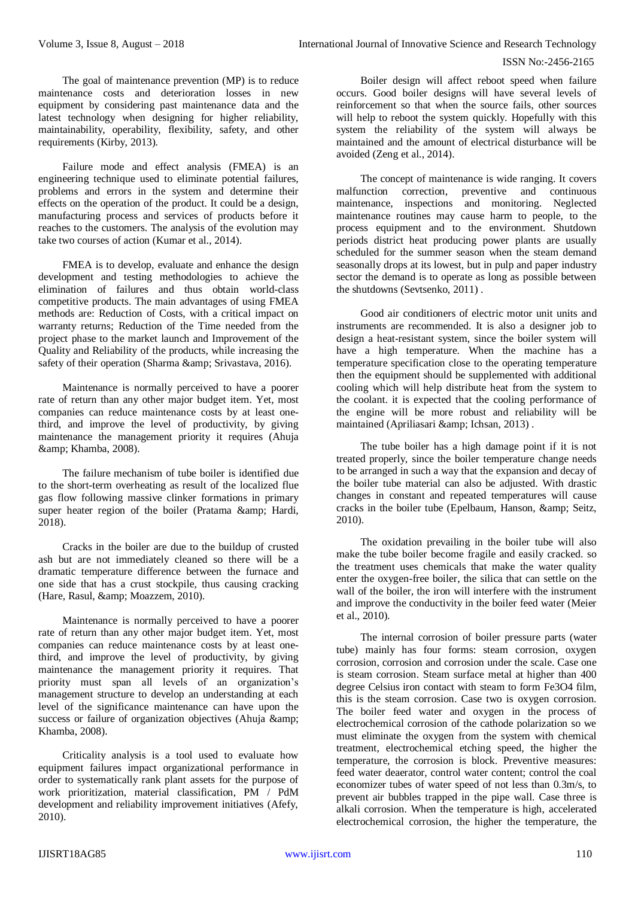The goal of maintenance prevention (MP) is to reduce maintenance costs and deterioration losses in new equipment by considering past maintenance data and the latest technology when designing for higher reliability, maintainability, operability, flexibility, safety, and other requirements (Kirby, 2013).

Failure mode and effect analysis (FMEA) is an engineering technique used to eliminate potential failures, problems and errors in the system and determine their effects on the operation of the product. It could be a design, manufacturing process and services of products before it reaches to the customers. The analysis of the evolution may take two courses of action (Kumar et al., 2014).

FMEA is to develop, evaluate and enhance the design development and testing methodologies to achieve the elimination of failures and thus obtain world-class competitive products. The main advantages of using FMEA methods are: Reduction of Costs, with a critical impact on warranty returns; Reduction of the Time needed from the project phase to the market launch and Improvement of the Quality and Reliability of the products, while increasing the safety of their operation (Sharma &amp; Srivastava, 2016).

Maintenance is normally perceived to have a poorer rate of return than any other major budget item. Yet, most companies can reduce maintenance costs by at least one-third, and improve the level of productivity, by giving maintenance the management priority it requires (Ahuja &amp; Khamba, 2008).

The failure mechanism of tube boiler is identified due to the short-term overheating as result of the localized flue gas flow following massive clinker formations in primary super heater region of the boiler (Pratama &amp; Hardi, 2018).

Cracks in the boiler are due to the buildup of crusted ash but are not immediately cleaned so there will be a dramatic temperature difference between the furnace and one side that has a crust stockpile, thus causing cracking (Hare, Rasul, &amp; Moazzem, 2010).

Maintenance is normally perceived to have a poorer rate of return than any other major budget item. Yet, most companies can reduce maintenance costs by at least one-third, and improve the level of productivity, by giving maintenance the management priority it requires. That priority must span all levels of an organization's management structure to develop an understanding at each level of the significance maintenance can have upon the success or failure of organization objectives (Ahuja &amp; Khamba, 2008).

Criticality analysis is a tool used to evaluate how equipment failures impact organizational performance in order to systematically rank plant assets for the purpose of work prioritization, material classification, PM / PdM development and reliability improvement initiatives (Afefy, 2010).

Boiler design will affect reboot speed when failure occurs. Good boiler designs will have several levels of reinforcement so that when the source fails, other sources will help to reboot the system quickly. Hopefully with this system the reliability of the system will always be maintained and the amount of electrical disturbance will be avoided (Zeng et al., 2014).

The concept of maintenance is wide ranging. It covers malfunction correction, preventive and continuous maintenance, inspections and monitoring. Neglected maintenance routines may cause harm to people, to the process equipment and to the environment. Shutdown periods district heat producing power plants are usually scheduled for the summer season when the steam demand seasonally drops at its lowest, but in pulp and paper industry sector the demand is to operate as long as possible between the shutdowns (Sevtsenko, 2011) .

Good air conditioners of electric motor unit units and instruments are recommended. It is also a designer job to design a heat-resistant system, since the boiler system will have a high temperature. When the machine has a temperature specification close to the operating temperature then the equipment should be supplemented with additional cooling which will help distribute heat from the system to the coolant. it is expected that the cooling performance of the engine will be more robust and reliability will be maintained (Apriliasari &amp; Ichsan, 2013) .

The tube boiler has a high damage point if it is not treated properly, since the boiler temperature change needs to be arranged in such a way that the expansion and decay of the boiler tube material can also be adjusted. With drastic changes in constant and repeated temperatures will cause cracks in the boiler tube (Epelbaum, Hanson, &amp; Seitz, 2010).

The oxidation prevailing in the boiler tube will also make the tube boiler become fragile and easily cracked. so the treatment uses chemicals that make the water quality enter the oxygen-free boiler, the silica that can settle on the wall of the boiler, the iron will interfere with the instrument and improve the conductivity in the boiler feed water (Meier et al., 2010).

The internal corrosion of boiler pressure parts (water tube) mainly has four forms: steam corrosion, oxygen corrosion, corrosion and corrosion under the scale. Case one is steam corrosion. Steam surface metal at higher than 400 degree Celsius iron contact with steam to form $Fe_3O_4$ film, this is the steam corrosion. Case two is oxygen corrosion. The boiler feed water and oxygen in the process of electrochemical corrosion of the cathode polarization so we must eliminate the oxygen from the system with chemical treatment, electrochemical etching speed, the higher the temperature, the corrosion is block. Preventive measures: feed water deaerator, control water content; control the coal economizer tubes of water speed of not less than 0.3m/s, to prevent air bubbles trapped in the pipe wall. Case three is alkali corrosion. When the temperature is high, accelerated electrochemical corrosion, the higher the temperature, the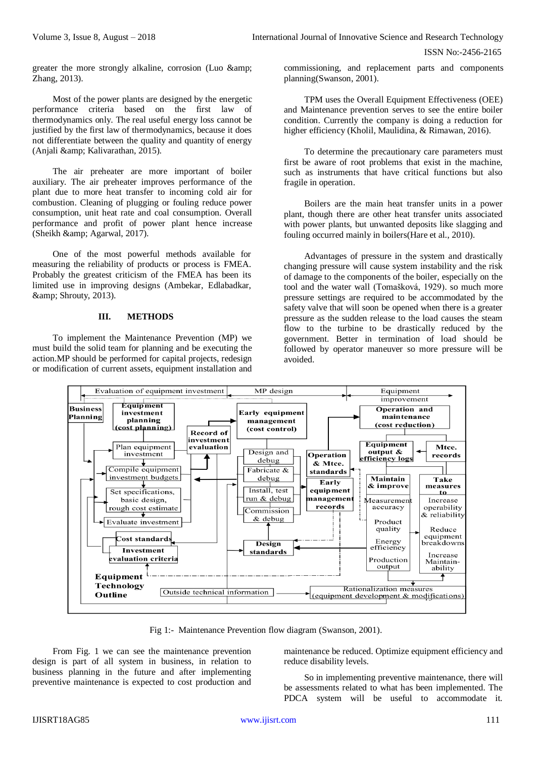greater the more strongly alkaline, corrosion (Luo &amp; Zhang, 2013).

Most of the power plants are designed by the energetic performance criteria based on the first law of thermodynamics only. The real useful energy loss cannot be justified by the first law of thermodynamics, because it does not differentiate between the quality and quantity of energy (Anjali &amp; Kalivarathan, 2015).

The air preheater are more important of boiler auxiliary. The air preheater improves performance of the plant due to more heat transfer to incoming cold air for combustion. Cleaning of plugging or fouling reduce power consumption, unit heat rate and coal consumption. Overall performance and profit of power plant hence increase (Sheikh &amp; Agarwal, 2017).

One of the most powerful methods available for measuring the reliability of products or process is FMEA. Probably the greatest criticism of the FMEA has been its limited use in improving designs (Ambekar, Edlabadkar, &amp; Shrouty, 2013).

## III. METHODS

To implement the Maintenance Prevention (MP) we must build the solid team for planning and be executing the action.MP should be performed for capital projects, redesign or modification of current assets, equipment installation and commissioning, and replacement parts and components planning(Swanson, 2001).

TPM uses the Overall Equipment Effectiveness (OEE) and Maintenance prevention serves to see the entire boiler condition. Currently the company is doing a reduction for higher efficiency (Kholil, Maulidina, & Rimawan, 2016).

To determine the precautionary care parameters must first be aware of root problems that exist in the machine, such as instruments that have critical functions but also fragile in operation.

Boilers are the main heat transfer units in a power plant, though there are other heat transfer units associated with power plants, but unwanted deposits like slagging and fouling occurred mainly in boilers(Hare et al., 2010).

Advantages of pressure in the system and drastically changing pressure will cause system instability and the risk of damage to the components of the boiler, especially on the tool and the water wall (Tomašková, 1929). so much more pressure settings are required to be accommodated by the safety valve that will soon be opened when there is a greater pressure as the sudden release to the load causes the steam flow to the turbine to be drastically reduced by the government. Better in termination of load should be followed by operator maneuver so more pressure will be avoided.

Fig 1:- Maintenance Prevention flow diagram (Swanson, 2001).

From Fig. 1 we can see the maintenance prevention design is part of all system in business, in relation to business planning in the future and after implementing preventive maintenance is expected to cost production and maintenance be reduced. Optimize equipment efficiency and reduce disability levels.

So in implementing preventive maintenance, there will be assessments related to what has been implemented. The PDCA system will be useful to accommodate it.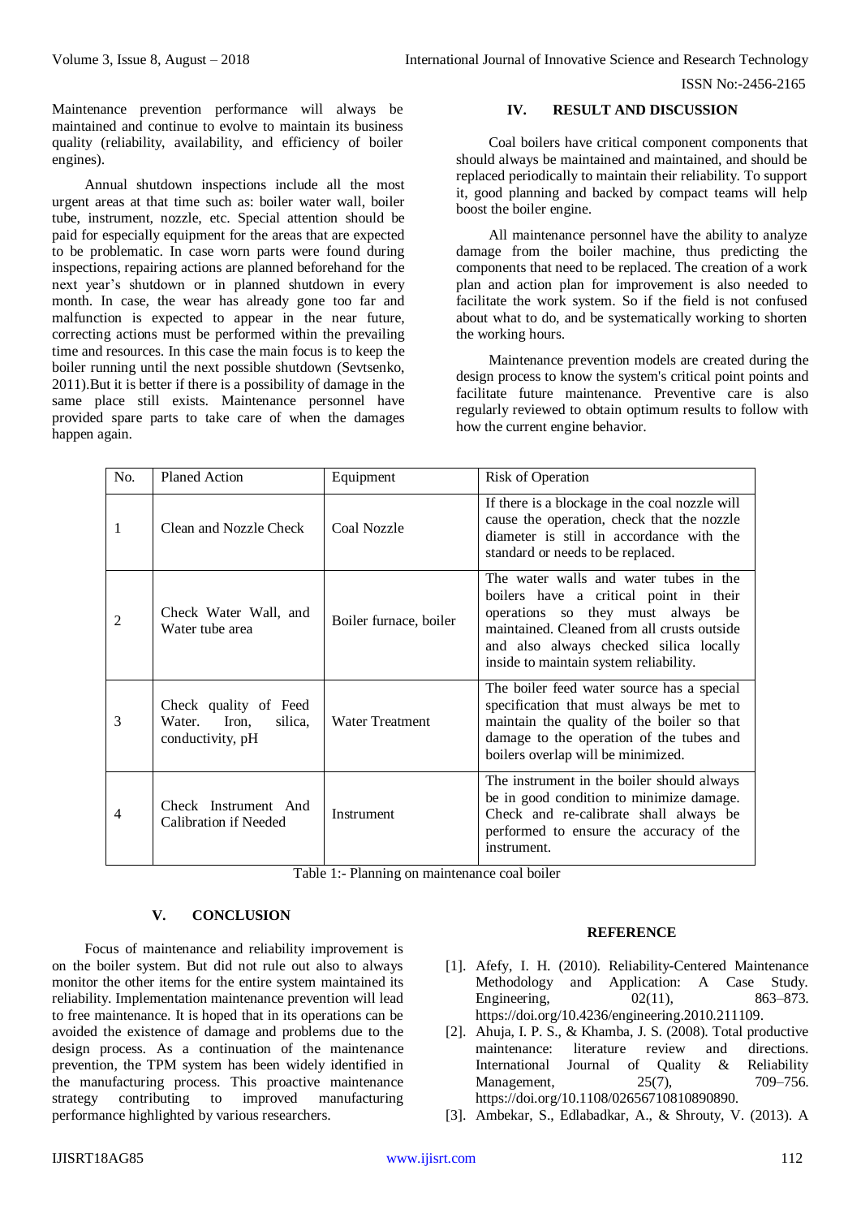Maintenance prevention performance will always be maintained and continue to evolve to maintain its business quality (reliability, availability, and efficiency of boiler engines).

Annual shutdown inspections include all the most urgent areas at that time such as: boiler water wall, boiler tube, instrument, nozzle, etc. Special attention should be paid for especially equipment for the areas that are expected to be problematic. In case worn parts were found during inspections, repairing actions are planned beforehand for the next year's shutdown or in planned shutdown in every month. In case, the wear has already gone too far and malfunction is expected to appear in the near future, correcting actions must be performed within the prevailing time and resources. In this case the main focus is to keep the boiler running until the next possible shutdown (Sevtsenko, 2011).But it is better if there is a possibility of damage in the same place still exists. Maintenance personnel have provided spare parts to take care of when the damages happen again.

## IV. RESULT AND DISCUSSION

Coal boilers have critical component components that should always be maintained and maintained, and should be replaced periodically to maintain their reliability. To support it, good planning and backed by compact teams will help boost the boiler engine.

All maintenance personnel have the ability to analyze damage from the boiler machine, thus predicting the components that need to be replaced. The creation of a work plan and action plan for improvement is also needed to facilitate the work system. So if the field is not confused about what to do, and be systematically working to shorten the working hours.

Maintenance prevention models are created during the design process to know the system's critical point points and facilitate future maintenance. Preventive care is also regularly reviewed to obtain optimum results to follow with how the current engine behavior.

| No. | Planed Action | Equipment | Risk of Operation |
|---|---|---|---|
| 1 | Clean and Nozzle Check | Coal Nozzle | If there is a blockage in the coal nozzle will cause the operation, check that the nozzle diameter is still in accordance with the standard or needs to be replaced. |
| 2 | Check Water Wall, and Water tube area | Boiler furnace, boiler | The water walls and water tubes in the boilers have a critical point in their operations so they must always be maintained. Cleaned from all crusts outside and also always checked silica locally inside to maintain system reliability. |
| 3 | Check quality of Feed Water. Iron, silica, conductivity, pH | Water Treatment | The boiler feed water source has a special specification that must always be met to maintain the quality of the boiler so that damage to the operation of the tubes and boilers overlap will be minimized. |
| 4 | Check Instrument And Calibration if Needed | Instrument | The instrument in the boiler should always be in good condition to minimize damage. Check and re-calibrate shall always be performed to ensure the accuracy of the instrument. |

Table 1:- Planning on maintenance coal boiler

## V. CONCLUSION

Focus of maintenance and reliability improvement is on the boiler system. But did not rule out also to always monitor the other items for the entire system maintained its reliability. Implementation maintenance prevention will lead to free maintenance. It is hoped that in its operations can be avoided the existence of damage and problems due to the design process. As a continuation of the maintenance prevention, the TPM system has been widely identified in the manufacturing process. This proactive maintenance strategy contributing to improved manufacturing performance highlighted by various researchers.

## REFERENCE

[1]. Afefy, I. H. (2010). Reliability-Centered Maintenance Methodology and Application: A Case Study. Engineering, 02(11), 863–873. https://doi.org/10.4236/engineering.2010.211109.

[2]. Ahuja, I. P. S., & Khamba, J. S. (2008). Total productive maintenance: literature review and directions. International Journal of Quality & Reliability Management, 25(7), 709–756. https://doi.org/10.1108/02656710810890890.

[3]. Ambekar, S., Edlabadkar, A., & Shrouty, V. (2013). A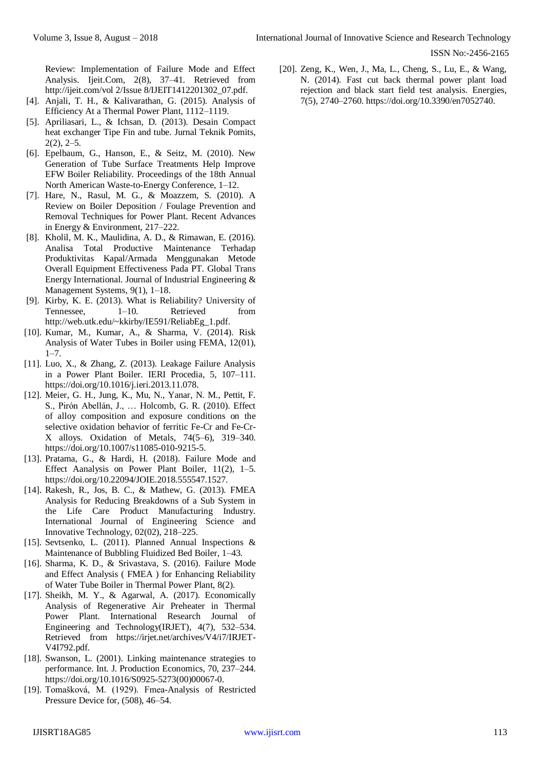Review: Implementation of Failure Mode and Effect Analysis. Ijeit.Com, 2(8), 37–41. Retrieved from http://ijeit.com/vol 2/Issue 8/IJEIT1412201302_07.pdf.

[4]. Anjali, T. H., & Kalivarathan, G. (2015). Analysis of Efficiency At a Thermal Power Plant, 1112–1119.

[5]. Apriliasari, L., & Ichsan, D. (2013). Desain Compact heat exchanger Tipe Fin and tube. Jurnal Teknik Pomits, 2(2), 2–5.

[6]. Epelbaum, G., Hanson, E., & Seitz, M. (2010). New Generation of Tube Surface Treatments Help Improve EFW Boiler Reliability. Proceedings of the 18th Annual North American Waste-to-Energy Conference, 1–12.

[7]. Hare, N., Rasul, M. G., & Moazzem, S. (2010). A Review on Boiler Deposition / Foulage Prevention and Removal Techniques for Power Plant. Recent Advances in Energy & Environment, 217–222.

[8]. Kholil, M. K., Maulidina, A. D., & Rimawan, E. (2016). Analisa Total Productive Maintenance Terhadap Produktivitas Kapal/Armada Menggunakan Metode Overall Equipment Effectiveness Pada PT. Global Trans Energy International. Journal of Industrial Engineering & Management Systems, 9(1), 1–18.

[9]. Kirby, K. E. (2013). What is Reliability? University of Tennessee, 1–10. Retrieved from http://web.utk.edu/~kkirby/IE591/ReliabEg_1.pdf.

[10]. Kumar, M., Kumar, A., & Sharma, V. (2014). Risk Analysis of Water Tubes in Boiler using FEMA, 12(01), 1–7.

[11]. Luo, X., & Zhang, Z. (2013). Leakage Failure Analysis in a Power Plant Boiler. IERI Procedia, 5, 107–111. https://doi.org/10.1016/j.ieri.2013.11.078.

[12]. Meier, G. H., Jung, K., Mu, N., Yanar, N. M., Pettit, F. S., Pirón Abellán, J., … Holcomb, G. R. (2010). Effect of alloy composition and exposure conditions on the selective oxidation behavior of ferritic Fe-Cr and Fe-Cr-X alloys. Oxidation of Metals, 74(5–6), 319–340. https://doi.org/10.1007/s11085-010-9215-5.

[13]. Pratama, G., & Hardi, H. (2018). Failure Mode and Effect Aanalysis on Power Plant Boiler, 11(2), 1–5. https://doi.org/10.22094/JOIE.2018.555547.1527.

[14]. Rakesh, R., Jos, B. C., & Mathew, G. (2013). FMEA Analysis for Reducing Breakdowns of a Sub System in the Life Care Product Manufacturing Industry. International Journal of Engineering Science and Innovative Technology, 02(02), 218–225.

[15]. Sevtsenko, L. (2011). Planned Annual Inspections & Maintenance of Bubbling Fluidized Bed Boiler, 1–43.

[16]. Sharma, K. D., & Srivastava, S. (2016). Failure Mode and Effect Analysis ( FMEA ) for Enhancing Reliability of Water Tube Boiler in Thermal Power Plant, 8(2).

[17]. Sheikh, M. Y., & Agarwal, A. (2017). Economically Analysis of Regenerative Air Preheater in Thermal Power Plant. International Research Journal of Engineering and Technology(IRJET), 4(7), 532–534. Retrieved from https://irjet.net/archives/V4/i7/IRJET-V4I792.pdf.

[18]. Swanson, L. (2001). Linking maintenance strategies to performance. Int. J. Production Economics, 70, 237–244. https://doi.org/10.1016/S0925-5273(00)00067-0.

[19]. Tomašková, M. (1929). Fmea-Analysis of Restricted Pressure Device for, (508), 46–54.

[20]. Zeng, K., Wen, J., Ma, L., Cheng, S., Lu, E., & Wang, N. (2014). Fast cut back thermal power plant load rejection and black start field test analysis. Energies, 7(5), 2740–2760. https://doi.org/10.3390/en7052740.